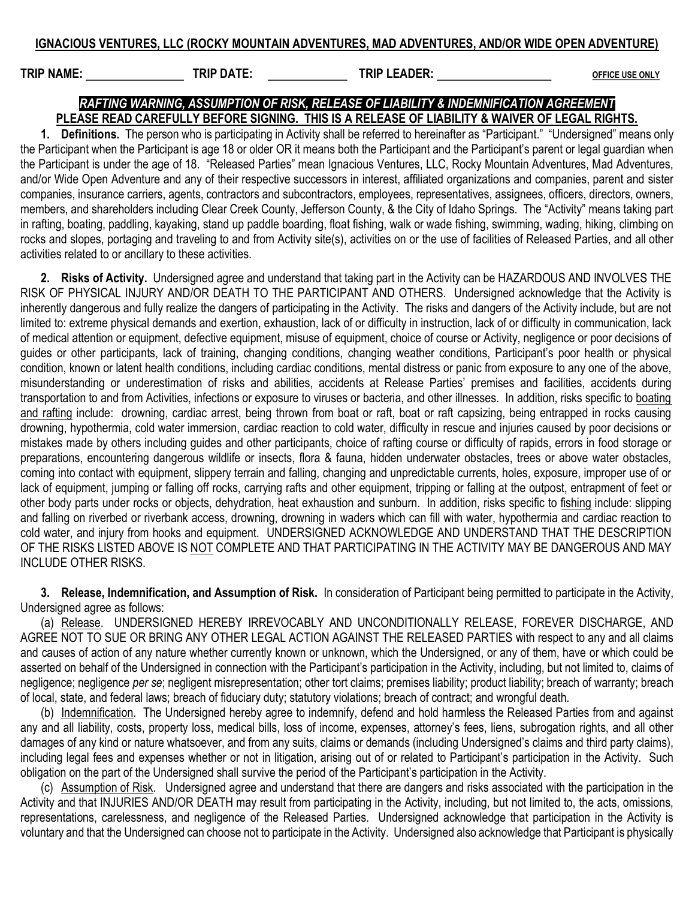**IGNACIOUS VENTURES, LLC (ROCKY MOUNTAIN ADVENTURES, MAD ADVENTURES, AND/OR WIDE OPEN ADVENTURE)**

**TRIP NAME:** ________________ **TRIP DATE:** _____________ **TRIP LEADER:** ___________________ **OFFICE USE ONLY**

## *RAFTING WARNING, ASSUMPTION OF RISK, RELEASE OF LIABILITY & INDEMNIFICATION AGREEMENT*

**PLEASE READ CAREFULLY BEFORE SIGNING. THIS IS A RELEASE OF LIABILITY & WAIVER OF LEGAL RIGHTS.**

**1. Definitions.** The person who is participating in Activity shall be referred to hereinafter as "Participant." "Undersigned" means only the Participant when the Participant is age 18 or older OR it means both the Participant and the Participant's parent or legal guardian when the Participant is under the age of 18. "Released Parties" mean Ignacious Ventures, LLC, Rocky Mountain Adventures, Mad Adventures, and/or Wide Open Adventure and any of their respective successors in interest, affiliated organizations and companies, parent and sister companies, insurance carriers, agents, contractors and subcontractors, employees, representatives, assignees, officers, directors, owners, members, and shareholders including Clear Creek County, Jefferson County, & the City of Idaho Springs. The "Activity" means taking part in rafting, boating, paddling, kayaking, stand up paddle boarding, float fishing, walk or wade fishing, swimming, wading, hiking, climbing on rocks and slopes, portaging and traveling to and from Activity site(s), activities on or the use of facilities of Released Parties, and all other activities related to or ancillary to these activities.

**2. Risks of Activity.** Undersigned agree and understand that taking part in the Activity can be HAZARDOUS AND INVOLVES THE RISK OF PHYSICAL INJURY AND/OR DEATH TO THE PARTICIPANT AND OTHERS. Undersigned acknowledge that the Activity is inherently dangerous and fully realize the dangers of participating in the Activity. The risks and dangers of the Activity include, but are not limited to: extreme physical demands and exertion, exhaustion, lack of or difficulty in instruction, lack of or difficulty in communication, lack of medical attention or equipment, defective equipment, misuse of equipment, choice of course or Activity, negligence or poor decisions of guides or other participants, lack of training, changing conditions, changing weather conditions, Participant's poor health or physical condition, known or latent health conditions, including cardiac conditions, mental distress or panic from exposure to any one of the above, misunderstanding or underestimation of risks and abilities, accidents at Release Parties' premises and facilities, accidents during transportation to and from Activities, infections or exposure to viruses or bacteria, and other illnesses. In addition, risks specific to <u>boating and rafting</u> include: drowning, cardiac arrest, being thrown from boat or raft, boat or raft capsizing, being entrapped in rocks causing drowning, hypothermia, cold water immersion, cardiac reaction to cold water, difficulty in rescue and injuries caused by poor decisions or mistakes made by others including guides and other participants, choice of rafting course or difficulty of rapids, errors in food storage or preparations, encountering dangerous wildlife or insects, flora & fauna, hidden underwater obstacles, trees or above water obstacles, coming into contact with equipment, slippery terrain and falling, changing and unpredictable currents, holes, exposure, improper use of or lack of equipment, jumping or falling off rocks, carrying rafts and other equipment, tripping or falling at the outpost, entrapment of feet or other body parts under rocks or objects, dehydration, heat exhaustion and sunburn. In addition, risks specific to <u>fishing</u> include: slipping and falling on riverbed or riverbank access, drowning, drowning in waders which can fill with water, hypothermia and cardiac reaction to cold water, and injury from hooks and equipment. UNDERSIGNED ACKNOWLEDGE AND UNDERSTAND THAT THE DESCRIPTION OF THE RISKS LISTED ABOVE IS <u>NOT</u> COMPLETE AND THAT PARTICIPATING IN THE ACTIVITY MAY BE DANGEROUS AND MAY INCLUDE OTHER RISKS.

**3. Release, Indemnification, and Assumption of Risk.** In consideration of Participant being permitted to participate in the Activity, Undersigned agree as follows:

(a) <u>Release</u>. UNDERSIGNED HEREBY IRREVOCABLY AND UNCONDITIONALLY RELEASE, FOREVER DISCHARGE, AND AGREE NOT TO SUE OR BRING ANY OTHER LEGAL ACTION AGAINST THE RELEASED PARTIES with respect to any and all claims and causes of action of any nature whether currently known or unknown, which the Undersigned, or any of them, have or which could be asserted on behalf of the Undersigned in connection with the Participant's participation in the Activity, including, but not limited to, claims of negligence; negligence *per se*; negligent misrepresentation; other tort claims; premises liability; product liability; breach of warranty; breach of local, state, and federal laws; breach of fiduciary duty; statutory violations; breach of contract; and wrongful death.

(b) <u>Indemnification</u>. The Undersigned hereby agree to indemnify, defend and hold harmless the Released Parties from and against any and all liability, costs, property loss, medical bills, loss of income, expenses, attorney's fees, liens, subrogation rights, and all other damages of any kind or nature whatsoever, and from any suits, claims or demands (including Undersigned's claims and third party claims), including legal fees and expenses whether or not in litigation, arising out of or related to Participant's participation in the Activity. Such obligation on the part of the Undersigned shall survive the period of the Participant's participation in the Activity.

(c) <u>Assumption of Risk</u>. Undersigned agree and understand that there are dangers and risks associated with the participation in the Activity and that INJURIES AND/OR DEATH may result from participating in the Activity, including, but not limited to, the acts, omissions, representations, carelessness, and negligence of the Released Parties. Undersigned acknowledge that participation in the Activity is voluntary and that the Undersigned can choose not to participate in the Activity. Undersigned also acknowledge that Participant is physically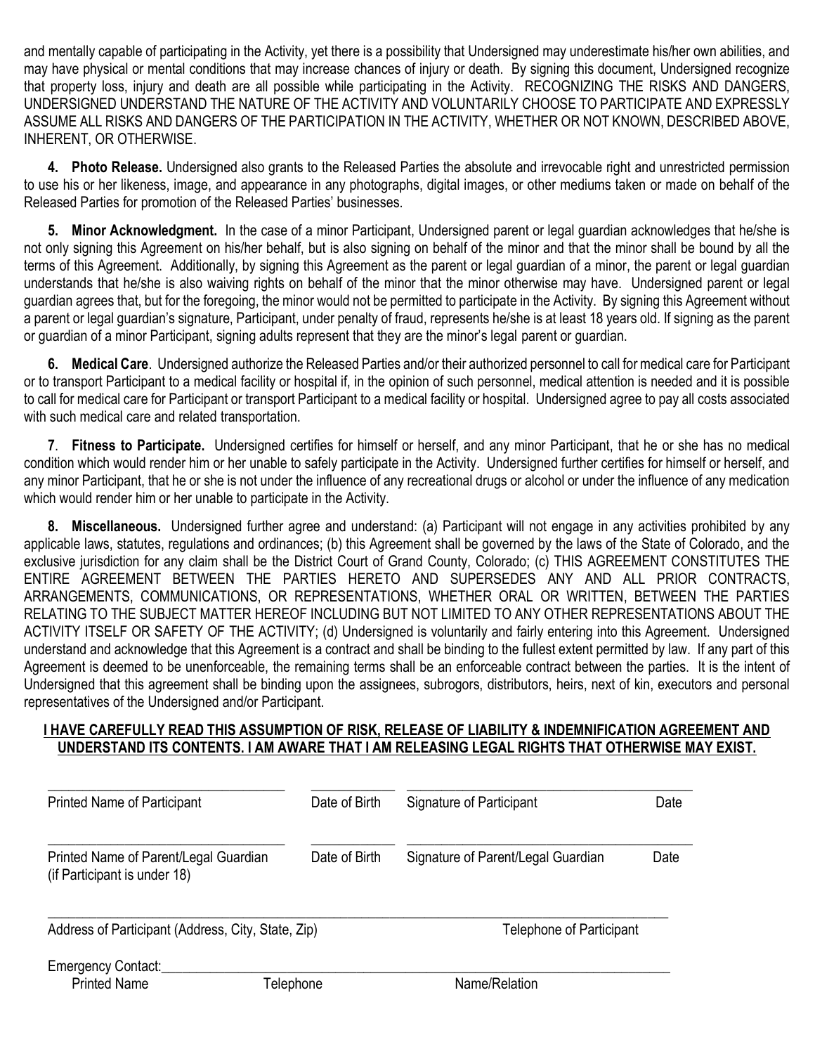and mentally capable of participating in the Activity, yet there is a possibility that Undersigned may underestimate his/her own abilities, and may have physical or mental conditions that may increase chances of injury or death. By signing this document, Undersigned recognize that property loss, injury and death are all possible while participating in the Activity. RECOGNIZING THE RISKS AND DANGERS, UNDERSIGNED UNDERSTAND THE NATURE OF THE ACTIVITY AND VOLUNTARILY CHOOSE TO PARTICIPATE AND EXPRESSLY ASSUME ALL RISKS AND DANGERS OF THE PARTICIPATION IN THE ACTIVITY, WHETHER OR NOT KNOWN, DESCRIBED ABOVE, INHERENT, OR OTHERWISE.

**4. Photo Release.** Undersigned also grants to the Released Parties the absolute and irrevocable right and unrestricted permission to use his or her likeness, image, and appearance in any photographs, digital images, or other mediums taken or made on behalf of the Released Parties for promotion of the Released Parties' businesses.

**5. Minor Acknowledgment.** In the case of a minor Participant, Undersigned parent or legal guardian acknowledges that he/she is not only signing this Agreement on his/her behalf, but is also signing on behalf of the minor and that the minor shall be bound by all the terms of this Agreement. Additionally, by signing this Agreement as the parent or legal guardian of a minor, the parent or legal guardian understands that he/she is also waiving rights on behalf of the minor that the minor otherwise may have. Undersigned parent or legal guardian agrees that, but for the foregoing, the minor would not be permitted to participate in the Activity. By signing this Agreement without a parent or legal guardian's signature, Participant, under penalty of fraud, represents he/she is at least 18 years old. If signing as the parent or guardian of a minor Participant, signing adults represent that they are the minor's legal parent or guardian.

**6. Medical Care**. Undersigned authorize the Released Parties and/or their authorized personnel to call for medical care for Participant or to transport Participant to a medical facility or hospital if, in the opinion of such personnel, medical attention is needed and it is possible to call for medical care for Participant or transport Participant to a medical facility or hospital. Undersigned agree to pay all costs associated with such medical care and related transportation.

**7. Fitness to Participate.** Undersigned certifies for himself or herself, and any minor Participant, that he or she has no medical condition which would render him or her unable to safely participate in the Activity. Undersigned further certifies for himself or herself, and any minor Participant, that he or she is not under the influence of any recreational drugs or alcohol or under the influence of any medication which would render him or her unable to participate in the Activity.

**8. Miscellaneous.** Undersigned further agree and understand: (a) Participant will not engage in any activities prohibited by any applicable laws, statutes, regulations and ordinances; (b) this Agreement shall be governed by the laws of the State of Colorado, and the exclusive jurisdiction for any claim shall be the District Court of Grand County, Colorado; (c) THIS AGREEMENT CONSTITUTES THE ENTIRE AGREEMENT BETWEEN THE PARTIES HERETO AND SUPERSEDES ANY AND ALL PRIOR CONTRACTS, ARRANGEMENTS, COMMUNICATIONS, OR REPRESENTATIONS, WHETHER ORAL OR WRITTEN, BETWEEN THE PARTIES RELATING TO THE SUBJECT MATTER HEREOF INCLUDING BUT NOT LIMITED TO ANY OTHER REPRESENTATIONS ABOUT THE ACTIVITY ITSELF OR SAFETY OF THE ACTIVITY; (d) Undersigned is voluntarily and fairly entering into this Agreement. Undersigned understand and acknowledge that this Agreement is a contract and shall be binding to the fullest extent permitted by law. If any part of this Agreement is deemed to be unenforceable, the remaining terms shall be an enforceable contract between the parties. It is the intent of Undersigned that this agreement shall be binding upon the assignees, subrogors, distributors, heirs, next of kin, executors and personal representatives of the Undersigned and/or Participant.

**I HAVE CAREFULLY READ THIS ASSUMPTION OF RISK, RELEASE OF LIABILITY & INDEMNIFICATION AGREEMENT AND UNDERSTAND ITS CONTENTS. I AM AWARE THAT I AM RELEASING LEGAL RIGHTS THAT OTHERWISE MAY EXIST.**

\_\_\_\_\_\_\_\_\_\_\_\_\_\_\_\_\_\_\_\_\_\_\_\_\_\_\_\_\_\_ \_\_\_\_\_\_\_\_\_\_ \_\_\_\_\_\_\_\_\_\_\_\_\_\_\_\_\_\_\_\_\_\_\_\_\_\_\_\_\_\_\_\_\_\_\_\_
Printed Name of Participant — Date of Birth — Signature of Participant — Date

\_\_\_\_\_\_\_\_\_\_\_\_\_\_\_\_\_\_\_\_\_\_\_\_\_\_\_\_\_\_ \_\_\_\_\_\_\_\_\_\_ \_\_\_\_\_\_\_\_\_\_\_\_\_\_\_\_\_\_\_\_\_\_\_\_\_\_\_\_\_\_\_\_\_\_\_\_
Printed Name of Parent/Legal Guardian (if Participant is under 18) — Date of Birth — Signature of Parent/Legal Guardian — Date

\_\_\_\_\_\_\_\_\_\_\_\_\_\_\_\_\_\_\_\_\_\_\_\_\_\_\_\_\_\_\_\_\_\_\_\_\_\_\_\_\_\_\_\_\_\_\_\_\_\_\_\_\_\_\_\_\_\_\_\_\_\_\_\_\_\_\_\_\_\_\_\_\_\_\_\_\_\_
Address of Participant (Address, City, State, Zip) — Telephone of Participant

Emergency Contact:\_\_\_\_\_\_\_\_\_\_\_\_\_\_\_\_\_\_\_\_\_\_\_\_\_\_\_\_\_\_\_\_\_\_\_\_\_\_\_\_\_\_\_\_\_\_\_\_\_\_\_\_\_\_\_\_\_\_\_\_\_\_
Printed Name — Telephone — Name/Relation